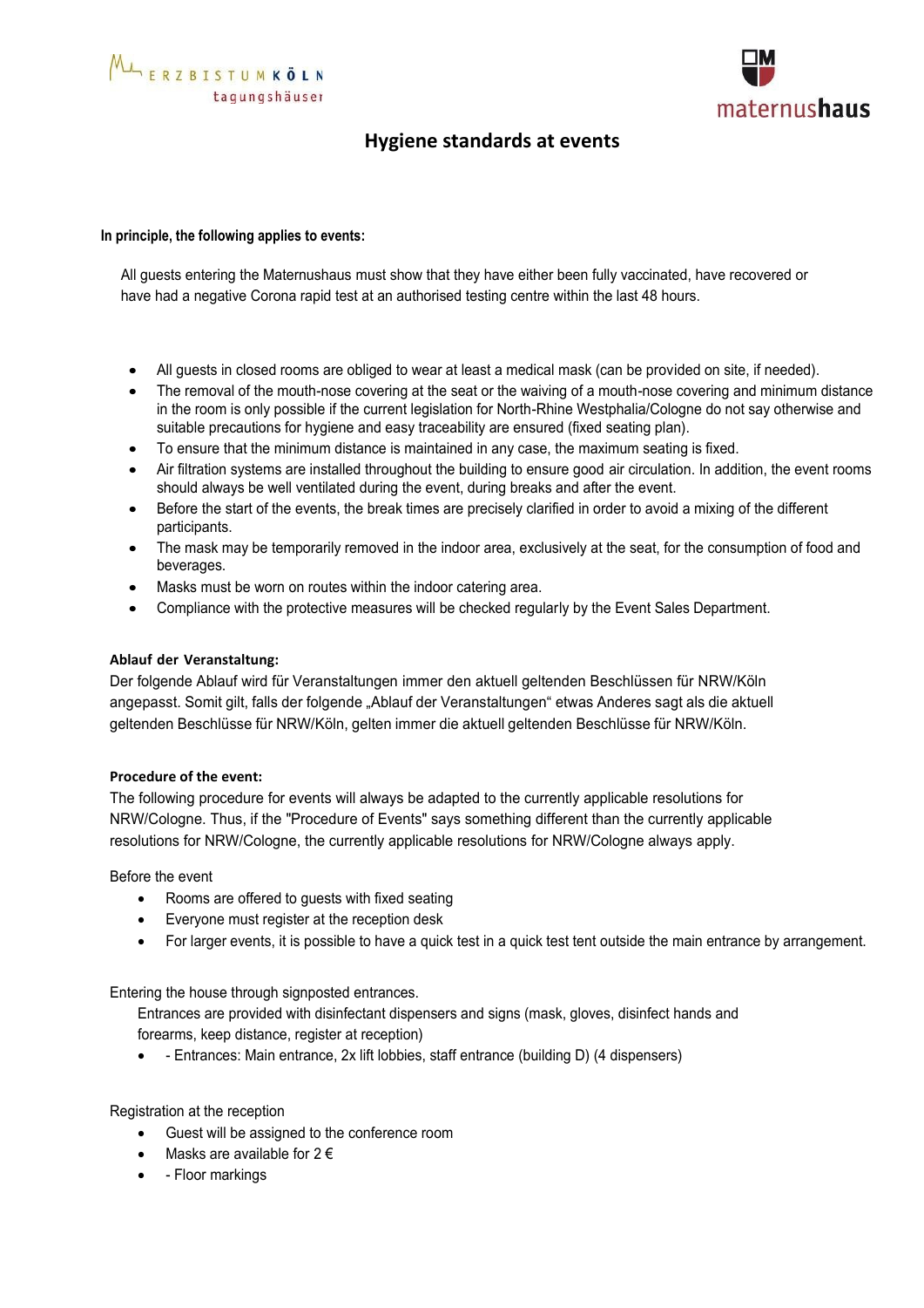ERZBISTUM KÖLN tagungshäuser

maternushaus

# Hygiene standards at events

**In principle, the following applies to events:**

All guests entering the Maternushaus must show that they have either been fully vaccinated, have recovered or have had a negative Corona rapid test at an authorised testing centre within the last 48 hours.

- All guests in closed rooms are obliged to wear at least a medical mask (can be provided on site, if needed).
- The removal of the mouth-nose covering at the seat or the waiving of a mouth-nose covering and minimum distance in the room is only possible if the current legislation for North-Rhine Westphalia/Cologne do not say otherwise and suitable precautions for hygiene and easy traceability are ensured (fixed seating plan).
- To ensure that the minimum distance is maintained in any case, the maximum seating is fixed.
- Air filtration systems are installed throughout the building to ensure good air circulation. In addition, the event rooms should always be well ventilated during the event, during breaks and after the event.
- Before the start of the events, the break times are precisely clarified in order to avoid a mixing of the different participants.
- The mask may be temporarily removed in the indoor area, exclusively at the seat, for the consumption of food and beverages.
- Masks must be worn on routes within the indoor catering area.
- Compliance with the protective measures will be checked regularly by the Event Sales Department.

**Ablauf der Veranstaltung:**
Der folgende Ablauf wird für Veranstaltungen immer den aktuell geltenden Beschlüssen für NRW/Köln angepasst. Somit gilt, falls der folgende „Ablauf der Veranstaltungen" etwas Anderes sagt als die aktuell geltenden Beschlüsse für NRW/Köln, gelten immer die aktuell geltenden Beschlüsse für NRW/Köln.

**Procedure of the event:**
The following procedure for events will always be adapted to the currently applicable resolutions for NRW/Cologne. Thus, if the "Procedure of Events" says something different than the currently applicable resolutions for NRW/Cologne, the currently applicable resolutions for NRW/Cologne always apply.

Before the event

- Rooms are offered to guests with fixed seating
- Everyone must register at the reception desk
- For larger events, it is possible to have a quick test in a quick test tent outside the main entrance by arrangement.

Entering the house through signposted entrances.

Entrances are provided with disinfectant dispensers and signs (mask, gloves, disinfect hands and forearms, keep distance, register at reception)

- - Entrances: Main entrance, 2x lift lobbies, staff entrance (building D) (4 dispensers)

Registration at the reception

- Guest will be assigned to the conference room
- Masks are available for 2 €
- - Floor markings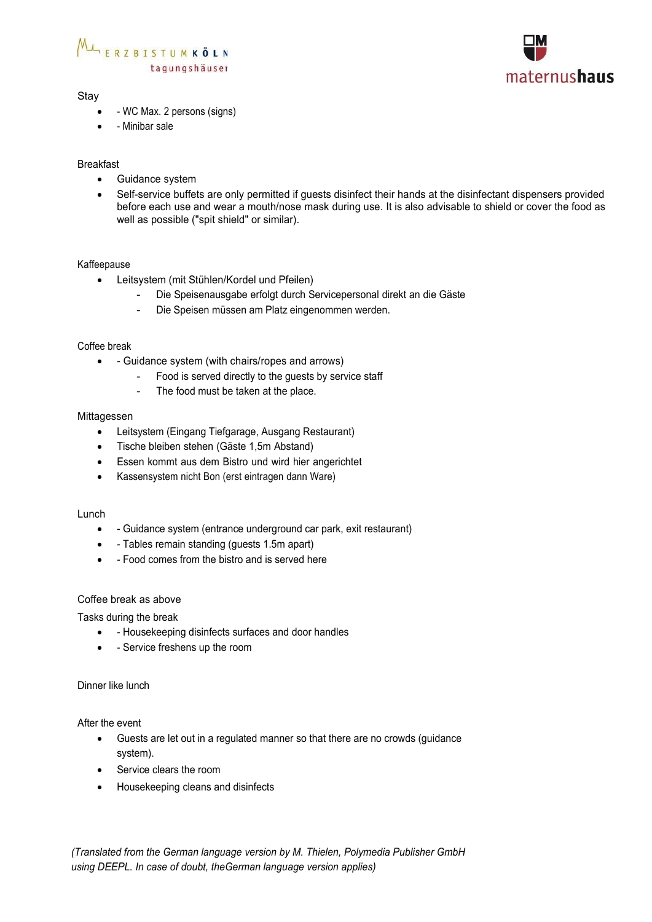Stay

- - WC Max. 2 persons (signs)
- - Minibar sale

Breakfast

- Guidance system
- Self-service buffets are only permitted if guests disinfect their hands at the disinfectant dispensers provided before each use and wear a mouth/nose mask during use. It is also advisable to shield or cover the food as well as possible ("spit shield" or similar).

Kaffeepause

- Leitsystem (mit Stühlen/Kordel und Pfeilen)
  - Die Speisenausgabe erfolgt durch Servicepersonal direkt an die Gäste
  - Die Speisen müssen am Platz eingenommen werden.

Coffee break

- - Guidance system (with chairs/ropes and arrows)
  - Food is served directly to the guests by service staff
  - The food must be taken at the place.

Mittagessen

- Leitsystem (Eingang Tiefgarage, Ausgang Restaurant)
- Tische bleiben stehen (Gäste 1,5m Abstand)
- Essen kommt aus dem Bistro und wird hier angerichtet
- Kassensystem nicht Bon (erst eintragen dann Ware)

Lunch

- - Guidance system (entrance underground car park, exit restaurant)
- - Tables remain standing (guests 1.5m apart)
- - Food comes from the bistro and is served here

Coffee break as above

Tasks during the break

- - Housekeeping disinfects surfaces and door handles
- - Service freshens up the room

Dinner like lunch

After the event

- Guests are let out in a regulated manner so that there are no crowds (guidance system).
- Service clears the room
- Housekeeping cleans and disinfects

*(Translated from the German language version by M. Thielen, Polymedia Publisher GmbH using DEEPL. In case of doubt, theGerman language version applies)*